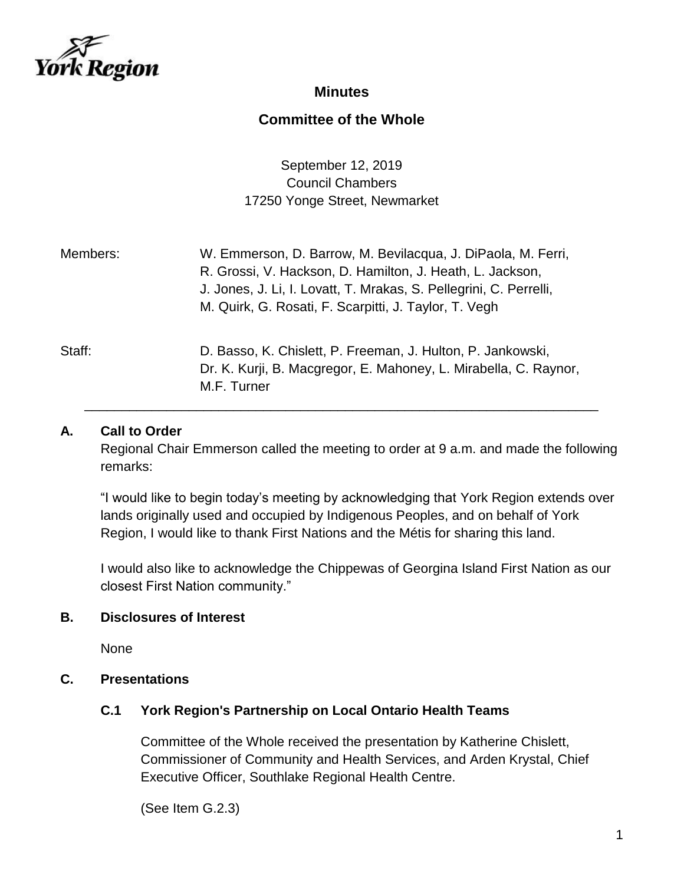York Region

# Minutes

## Committee of the Whole

September 12, 2019
Council Chambers
17250 Yonge Street, Newmarket

| | |
|---|---|
| Members: | W. Emmerson, D. Barrow, M. Bevilacqua, J. DiPaola, M. Ferri, R. Grossi, V. Hackson, D. Hamilton, J. Heath, L. Jackson, J. Jones, J. Li, I. Lovatt, T. Mrakas, S. Pellegrini, C. Perrelli, M. Quirk, G. Rosati, F. Scarpitti, J. Taylor, T. Vegh |
| Staff: | D. Basso, K. Chislett, P. Freeman, J. Hulton, P. Jankowski, Dr. K. Kurji, B. Macgregor, E. Mahoney, L. Mirabella, C. Raynor, M.F. Turner |

---

### A. Call to Order

Regional Chair Emmerson called the meeting to order at 9 a.m. and made the following remarks:

"I would like to begin today's meeting by acknowledging that York Region extends over lands originally used and occupied by Indigenous Peoples, and on behalf of York Region, I would like to thank First Nations and the Métis for sharing this land.

I would also like to acknowledge the Chippewas of Georgina Island First Nation as our closest First Nation community."

### B. Disclosures of Interest

None

### C. Presentations

#### C.1 York Region's Partnership on Local Ontario Health Teams

Committee of the Whole received the presentation by Katherine Chislett, Commissioner of Community and Health Services, and Arden Krystal, Chief Executive Officer, Southlake Regional Health Centre.

(See Item G.2.3)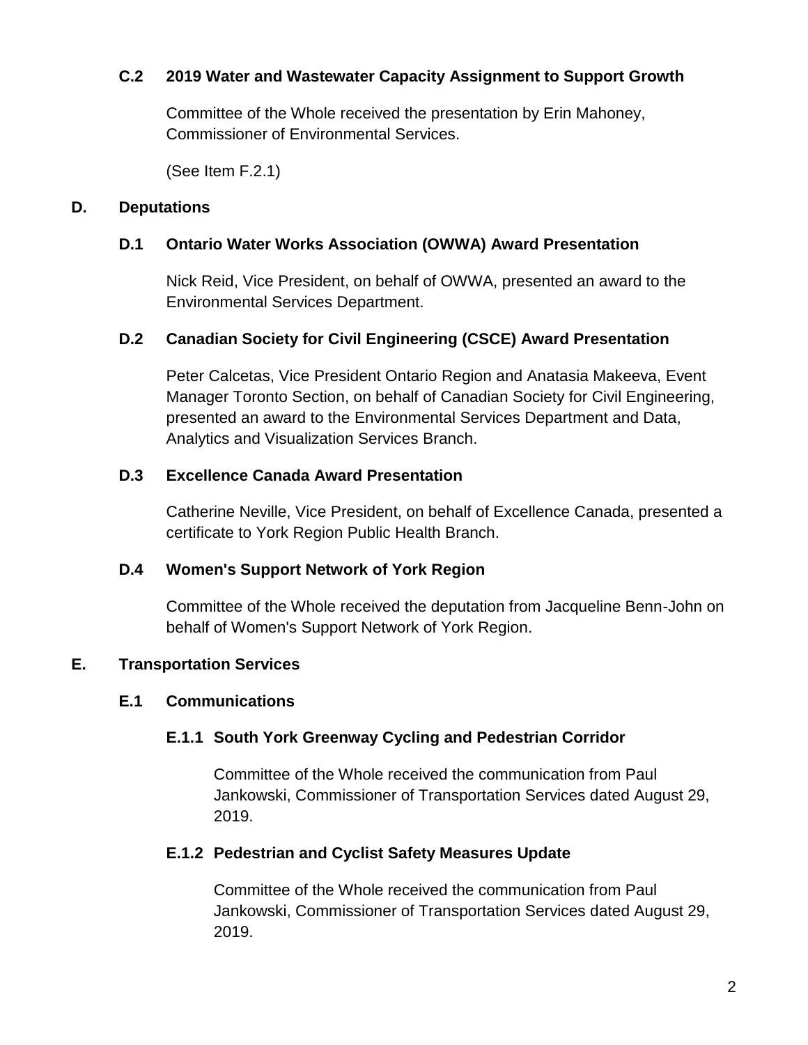### C.2 2019 Water and Wastewater Capacity Assignment to Support Growth

Committee of the Whole received the presentation by Erin Mahoney, Commissioner of Environmental Services.

(See Item F.2.1)

## D. Deputations

### D.1 Ontario Water Works Association (OWWA) Award Presentation

Nick Reid, Vice President, on behalf of OWWA, presented an award to the Environmental Services Department.

### D.2 Canadian Society for Civil Engineering (CSCE) Award Presentation

Peter Calcetas, Vice President Ontario Region and Anatasia Makeeva, Event Manager Toronto Section, on behalf of Canadian Society for Civil Engineering, presented an award to the Environmental Services Department and Data, Analytics and Visualization Services Branch.

### D.3 Excellence Canada Award Presentation

Catherine Neville, Vice President, on behalf of Excellence Canada, presented a certificate to York Region Public Health Branch.

### D.4 Women's Support Network of York Region

Committee of the Whole received the deputation from Jacqueline Benn-John on behalf of Women's Support Network of York Region.

## E. Transportation Services

### E.1 Communications

#### E.1.1 South York Greenway Cycling and Pedestrian Corridor

Committee of the Whole received the communication from Paul Jankowski, Commissioner of Transportation Services dated August 29, 2019.

#### E.1.2 Pedestrian and Cyclist Safety Measures Update

Committee of the Whole received the communication from Paul Jankowski, Commissioner of Transportation Services dated August 29, 2019.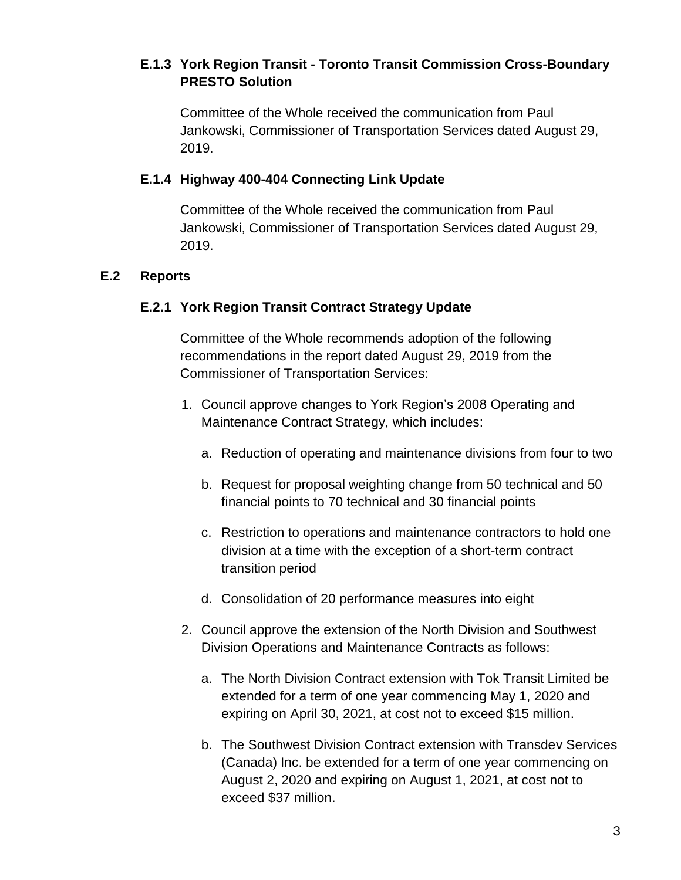### E.1.3 York Region Transit - Toronto Transit Commission Cross-Boundary PRESTO Solution

Committee of the Whole received the communication from Paul Jankowski, Commissioner of Transportation Services dated August 29, 2019.

### E.1.4 Highway 400-404 Connecting Link Update

Committee of the Whole received the communication from Paul Jankowski, Commissioner of Transportation Services dated August 29, 2019.

## E.2 Reports

### E.2.1 York Region Transit Contract Strategy Update

Committee of the Whole recommends adoption of the following recommendations in the report dated August 29, 2019 from the Commissioner of Transportation Services:

1. Council approve changes to York Region's 2008 Operating and Maintenance Contract Strategy, which includes:
   a. Reduction of operating and maintenance divisions from four to two
   b. Request for proposal weighting change from 50 technical and 50 financial points to 70 technical and 30 financial points
   c. Restriction to operations and maintenance contractors to hold one division at a time with the exception of a short-term contract transition period
   d. Consolidation of 20 performance measures into eight
2. Council approve the extension of the North Division and Southwest Division Operations and Maintenance Contracts as follows:
   a. The North Division Contract extension with Tok Transit Limited be extended for a term of one year commencing May 1, 2020 and expiring on April 30, 2021, at cost not to exceed $15 million.
   b. The Southwest Division Contract extension with Transdev Services (Canada) Inc. be extended for a term of one year commencing on August 2, 2020 and expiring on August 1, 2021, at cost not to exceed $37 million.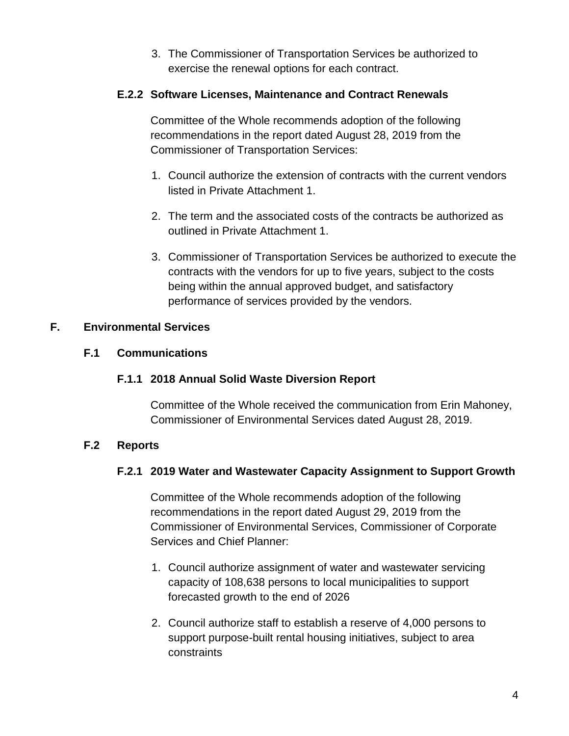3. The Commissioner of Transportation Services be authorized to exercise the renewal options for each contract.

### E.2.2 Software Licenses, Maintenance and Contract Renewals

Committee of the Whole recommends adoption of the following recommendations in the report dated August 28, 2019 from the Commissioner of Transportation Services:

1. Council authorize the extension of contracts with the current vendors listed in Private Attachment 1.
2. The term and the associated costs of the contracts be authorized as outlined in Private Attachment 1.
3. Commissioner of Transportation Services be authorized to execute the contracts with the vendors for up to five years, subject to the costs being within the annual approved budget, and satisfactory performance of services provided by the vendors.

# F. Environmental Services

## F.1 Communications

### F.1.1 2018 Annual Solid Waste Diversion Report

Committee of the Whole received the communication from Erin Mahoney, Commissioner of Environmental Services dated August 28, 2019.

## F.2 Reports

### F.2.1 2019 Water and Wastewater Capacity Assignment to Support Growth

Committee of the Whole recommends adoption of the following recommendations in the report dated August 29, 2019 from the Commissioner of Environmental Services, Commissioner of Corporate Services and Chief Planner:

1. Council authorize assignment of water and wastewater servicing capacity of 108,638 persons to local municipalities to support forecasted growth to the end of 2026
2. Council authorize staff to establish a reserve of 4,000 persons to support purpose-built rental housing initiatives, subject to area constraints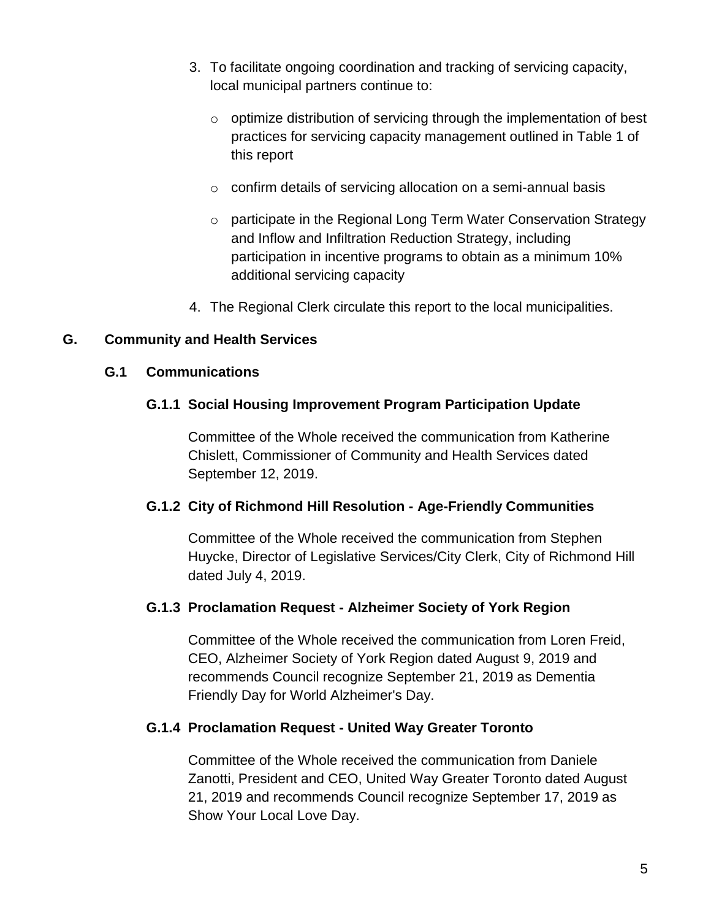3. To facilitate ongoing coordination and tracking of servicing capacity, local municipal partners continue to:

   - optimize distribution of servicing through the implementation of best practices for servicing capacity management outlined in Table 1 of this report
   - confirm details of servicing allocation on a semi-annual basis
   - participate in the Regional Long Term Water Conservation Strategy and Inflow and Infiltration Reduction Strategy, including participation in incentive programs to obtain as a minimum 10% additional servicing capacity

4. The Regional Clerk circulate this report to the local municipalities.

## G. Community and Health Services

### G.1 Communications

#### G.1.1 Social Housing Improvement Program Participation Update

Committee of the Whole received the communication from Katherine Chislett, Commissioner of Community and Health Services dated September 12, 2019.

#### G.1.2 City of Richmond Hill Resolution - Age-Friendly Communities

Committee of the Whole received the communication from Stephen Huycke, Director of Legislative Services/City Clerk, City of Richmond Hill dated July 4, 2019.

#### G.1.3 Proclamation Request - Alzheimer Society of York Region

Committee of the Whole received the communication from Loren Freid, CEO, Alzheimer Society of York Region dated August 9, 2019 and recommends Council recognize September 21, 2019 as Dementia Friendly Day for World Alzheimer's Day.

#### G.1.4 Proclamation Request - United Way Greater Toronto

Committee of the Whole received the communication from Daniele Zanotti, President and CEO, United Way Greater Toronto dated August 21, 2019 and recommends Council recognize September 17, 2019 as Show Your Local Love Day.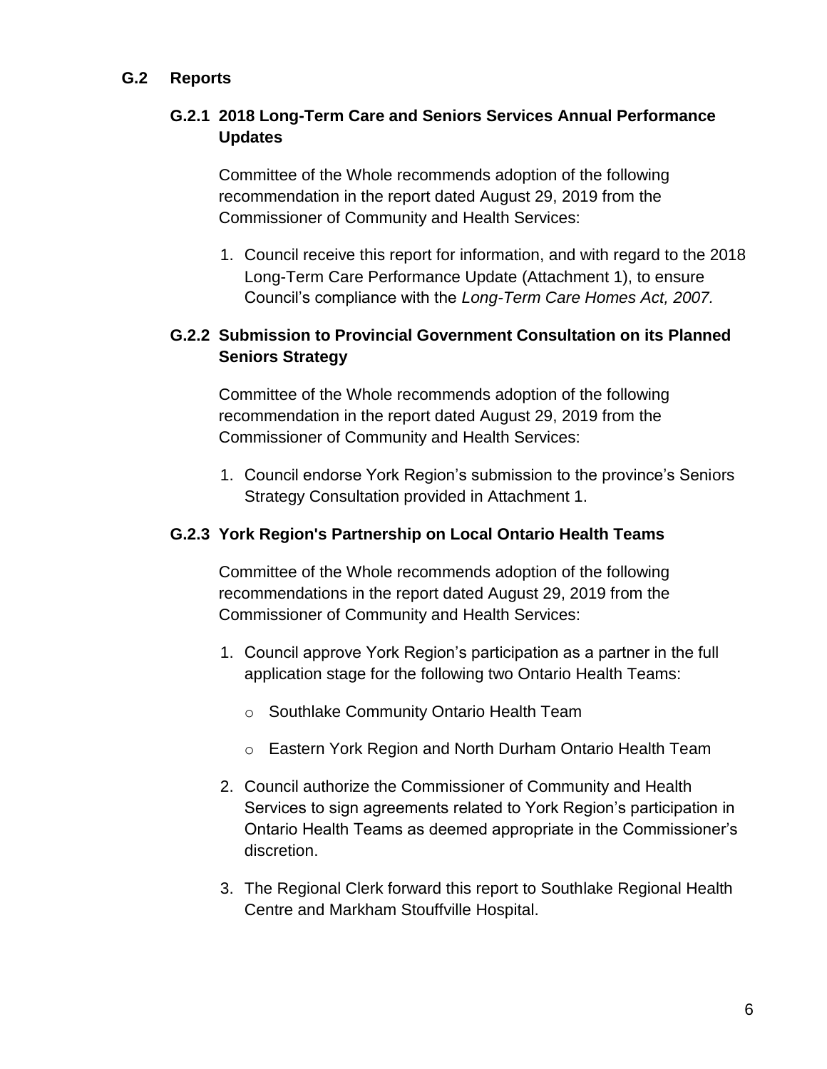## G.2 Reports

### G.2.1 2018 Long-Term Care and Seniors Services Annual Performance Updates

Committee of the Whole recommends adoption of the following recommendation in the report dated August 29, 2019 from the Commissioner of Community and Health Services:

1. Council receive this report for information, and with regard to the 2018 Long-Term Care Performance Update (Attachment 1), to ensure Council's compliance with the *Long-Term Care Homes Act, 2007.*

### G.2.2 Submission to Provincial Government Consultation on its Planned Seniors Strategy

Committee of the Whole recommends adoption of the following recommendation in the report dated August 29, 2019 from the Commissioner of Community and Health Services:

1. Council endorse York Region's submission to the province's Seniors Strategy Consultation provided in Attachment 1.

### G.2.3 York Region's Partnership on Local Ontario Health Teams

Committee of the Whole recommends adoption of the following recommendations in the report dated August 29, 2019 from the Commissioner of Community and Health Services:

1. Council approve York Region's participation as a partner in the full application stage for the following two Ontario Health Teams:
   - Southlake Community Ontario Health Team
   - Eastern York Region and North Durham Ontario Health Team
2. Council authorize the Commissioner of Community and Health Services to sign agreements related to York Region's participation in Ontario Health Teams as deemed appropriate in the Commissioner's discretion.
3. The Regional Clerk forward this report to Southlake Regional Health Centre and Markham Stouffville Hospital.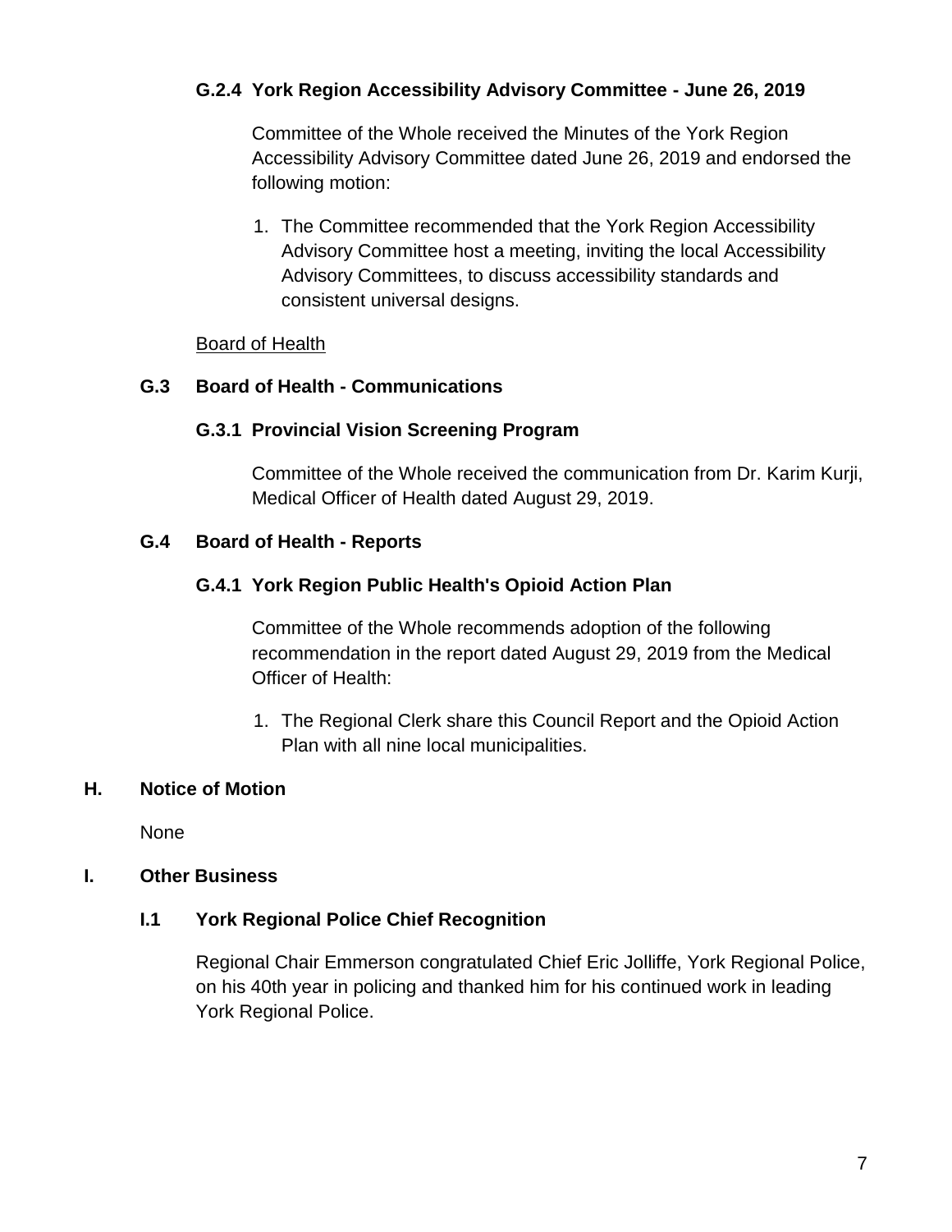### G.2.4 York Region Accessibility Advisory Committee - June 26, 2019

Committee of the Whole received the Minutes of the York Region Accessibility Advisory Committee dated June 26, 2019 and endorsed the following motion:

1. The Committee recommended that the York Region Accessibility Advisory Committee host a meeting, inviting the local Accessibility Advisory Committees, to discuss accessibility standards and consistent universal designs.

Board of Health

## G.3 Board of Health - Communications

### G.3.1 Provincial Vision Screening Program

Committee of the Whole received the communication from Dr. Karim Kurji, Medical Officer of Health dated August 29, 2019.

## G.4 Board of Health - Reports

### G.4.1 York Region Public Health's Opioid Action Plan

Committee of the Whole recommends adoption of the following recommendation in the report dated August 29, 2019 from the Medical Officer of Health:

1. The Regional Clerk share this Council Report and the Opioid Action Plan with all nine local municipalities.

# H. Notice of Motion

None

# I. Other Business

## I.1 York Regional Police Chief Recognition

Regional Chair Emmerson congratulated Chief Eric Jolliffe, York Regional Police, on his 40th year in policing and thanked him for his continued work in leading York Regional Police.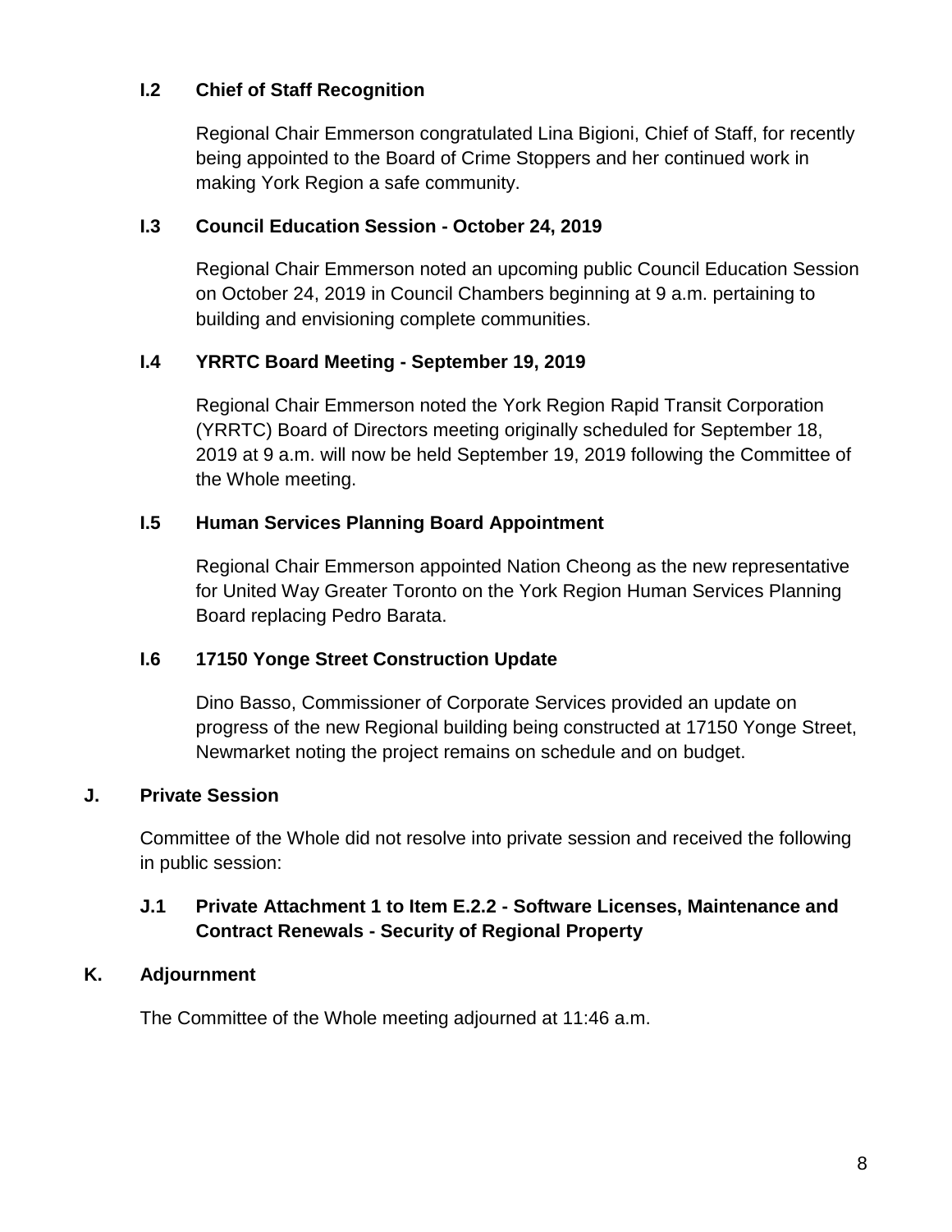### I.2 Chief of Staff Recognition

Regional Chair Emmerson congratulated Lina Bigioni, Chief of Staff, for recently being appointed to the Board of Crime Stoppers and her continued work in making York Region a safe community.

### I.3 Council Education Session - October 24, 2019

Regional Chair Emmerson noted an upcoming public Council Education Session on October 24, 2019 in Council Chambers beginning at 9 a.m. pertaining to building and envisioning complete communities.

### I.4 YRRTC Board Meeting - September 19, 2019

Regional Chair Emmerson noted the York Region Rapid Transit Corporation (YRRTC) Board of Directors meeting originally scheduled for September 18, 2019 at 9 a.m. will now be held September 19, 2019 following the Committee of the Whole meeting.

### I.5 Human Services Planning Board Appointment

Regional Chair Emmerson appointed Nation Cheong as the new representative for United Way Greater Toronto on the York Region Human Services Planning Board replacing Pedro Barata.

### I.6 17150 Yonge Street Construction Update

Dino Basso, Commissioner of Corporate Services provided an update on progress of the new Regional building being constructed at 17150 Yonge Street, Newmarket noting the project remains on schedule and on budget.

## J. Private Session

Committee of the Whole did not resolve into private session and received the following in public session:

### J.1 Private Attachment 1 to Item E.2.2 - Software Licenses, Maintenance and Contract Renewals - Security of Regional Property

## K. Adjournment

The Committee of the Whole meeting adjourned at 11:46 a.m.